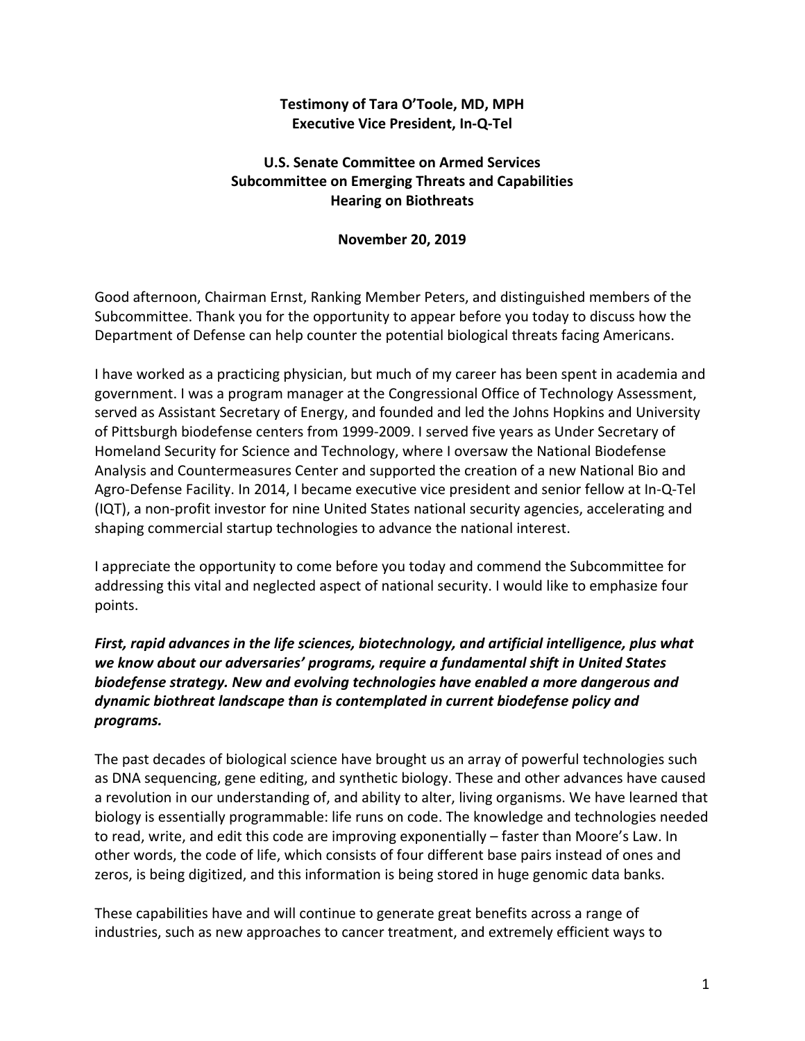**Testimony of Tara O'Toole, MD, MPH**
**Executive Vice President, In-Q-Tel**

**U.S. Senate Committee on Armed Services**
**Subcommittee on Emerging Threats and Capabilities**
**Hearing on Biothreats**

**November 20, 2019**

Good afternoon, Chairman Ernst, Ranking Member Peters, and distinguished members of the Subcommittee. Thank you for the opportunity to appear before you today to discuss how the Department of Defense can help counter the potential biological threats facing Americans.

I have worked as a practicing physician, but much of my career has been spent in academia and government. I was a program manager at the Congressional Office of Technology Assessment, served as Assistant Secretary of Energy, and founded and led the Johns Hopkins and University of Pittsburgh biodefense centers from 1999-2009. I served five years as Under Secretary of Homeland Security for Science and Technology, where I oversaw the National Biodefense Analysis and Countermeasures Center and supported the creation of a new National Bio and Agro-Defense Facility. In 2014, I became executive vice president and senior fellow at In-Q-Tel (IQT), a non-profit investor for nine United States national security agencies, accelerating and shaping commercial startup technologies to advance the national interest.

I appreciate the opportunity to come before you today and commend the Subcommittee for addressing this vital and neglected aspect of national security. I would like to emphasize four points.

***First, rapid advances in the life sciences, biotechnology, and artificial intelligence, plus what we know about our adversaries' programs, require a fundamental shift in United States biodefense strategy. New and evolving technologies have enabled a more dangerous and dynamic biothreat landscape than is contemplated in current biodefense policy and programs.***

The past decades of biological science have brought us an array of powerful technologies such as DNA sequencing, gene editing, and synthetic biology. These and other advances have caused a revolution in our understanding of, and ability to alter, living organisms. We have learned that biology is essentially programmable: life runs on code. The knowledge and technologies needed to read, write, and edit this code are improving exponentially – faster than Moore's Law. In other words, the code of life, which consists of four different base pairs instead of ones and zeros, is being digitized, and this information is being stored in huge genomic data banks.

These capabilities have and will continue to generate great benefits across a range of industries, such as new approaches to cancer treatment, and extremely efficient ways to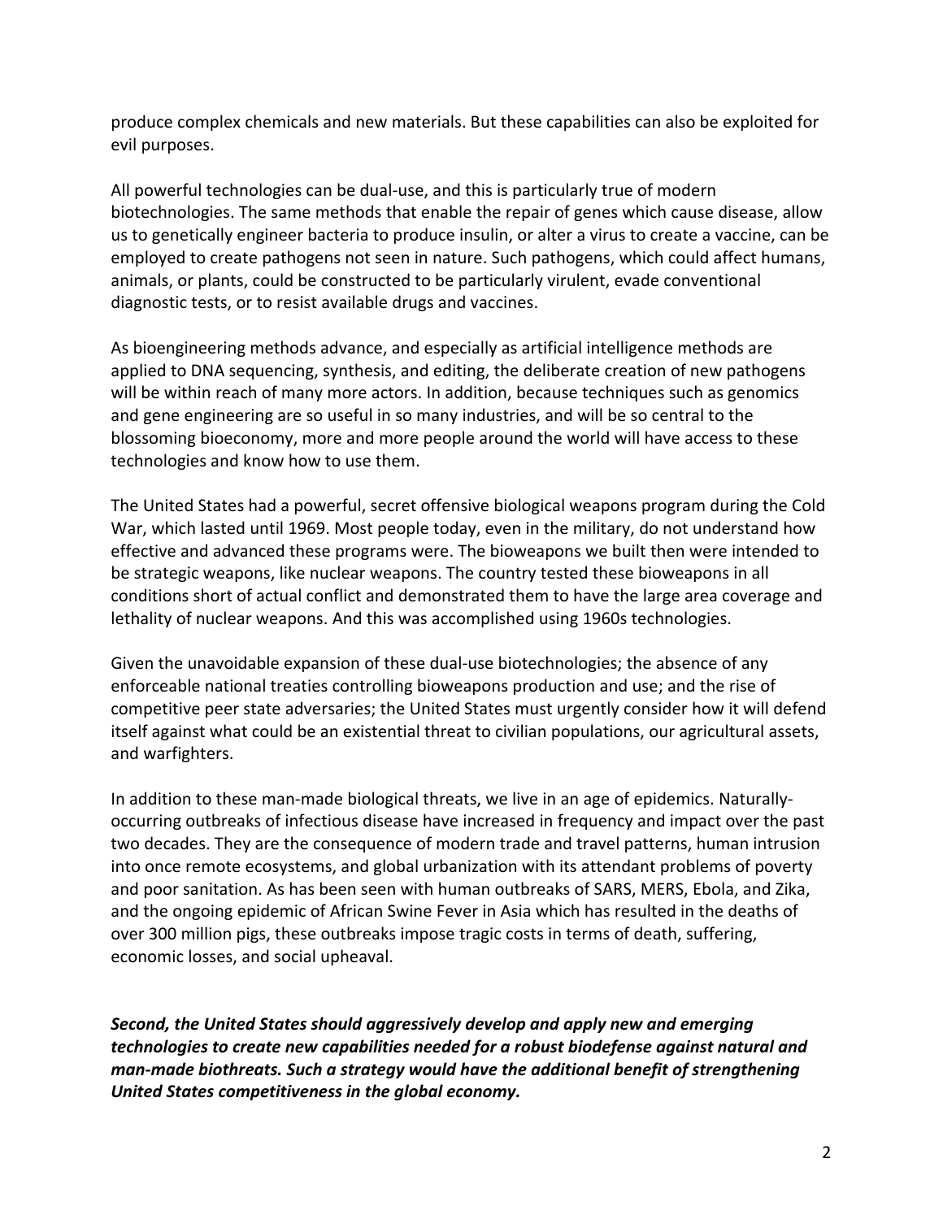produce complex chemicals and new materials. But these capabilities can also be exploited for evil purposes.

All powerful technologies can be dual-use, and this is particularly true of modern biotechnologies. The same methods that enable the repair of genes which cause disease, allow us to genetically engineer bacteria to produce insulin, or alter a virus to create a vaccine, can be employed to create pathogens not seen in nature. Such pathogens, which could affect humans, animals, or plants, could be constructed to be particularly virulent, evade conventional diagnostic tests, or to resist available drugs and vaccines.

As bioengineering methods advance, and especially as artificial intelligence methods are applied to DNA sequencing, synthesis, and editing, the deliberate creation of new pathogens will be within reach of many more actors. In addition, because techniques such as genomics and gene engineering are so useful in so many industries, and will be so central to the blossoming bioeconomy, more and more people around the world will have access to these technologies and know how to use them.

The United States had a powerful, secret offensive biological weapons program during the Cold War, which lasted until 1969. Most people today, even in the military, do not understand how effective and advanced these programs were. The bioweapons we built then were intended to be strategic weapons, like nuclear weapons. The country tested these bioweapons in all conditions short of actual conflict and demonstrated them to have the large area coverage and lethality of nuclear weapons. And this was accomplished using 1960s technologies.

Given the unavoidable expansion of these dual-use biotechnologies; the absence of any enforceable national treaties controlling bioweapons production and use; and the rise of competitive peer state adversaries; the United States must urgently consider how it will defend itself against what could be an existential threat to civilian populations, our agricultural assets, and warfighters.

In addition to these man-made biological threats, we live in an age of epidemics. Naturally-occurring outbreaks of infectious disease have increased in frequency and impact over the past two decades. They are the consequence of modern trade and travel patterns, human intrusion into once remote ecosystems, and global urbanization with its attendant problems of poverty and poor sanitation. As has been seen with human outbreaks of SARS, MERS, Ebola, and Zika, and the ongoing epidemic of African Swine Fever in Asia which has resulted in the deaths of over 300 million pigs, these outbreaks impose tragic costs in terms of death, suffering, economic losses, and social upheaval.

***Second, the United States should aggressively develop and apply new and emerging technologies to create new capabilities needed for a robust biodefense against natural and man-made biothreats. Such a strategy would have the additional benefit of strengthening United States competitiveness in the global economy.***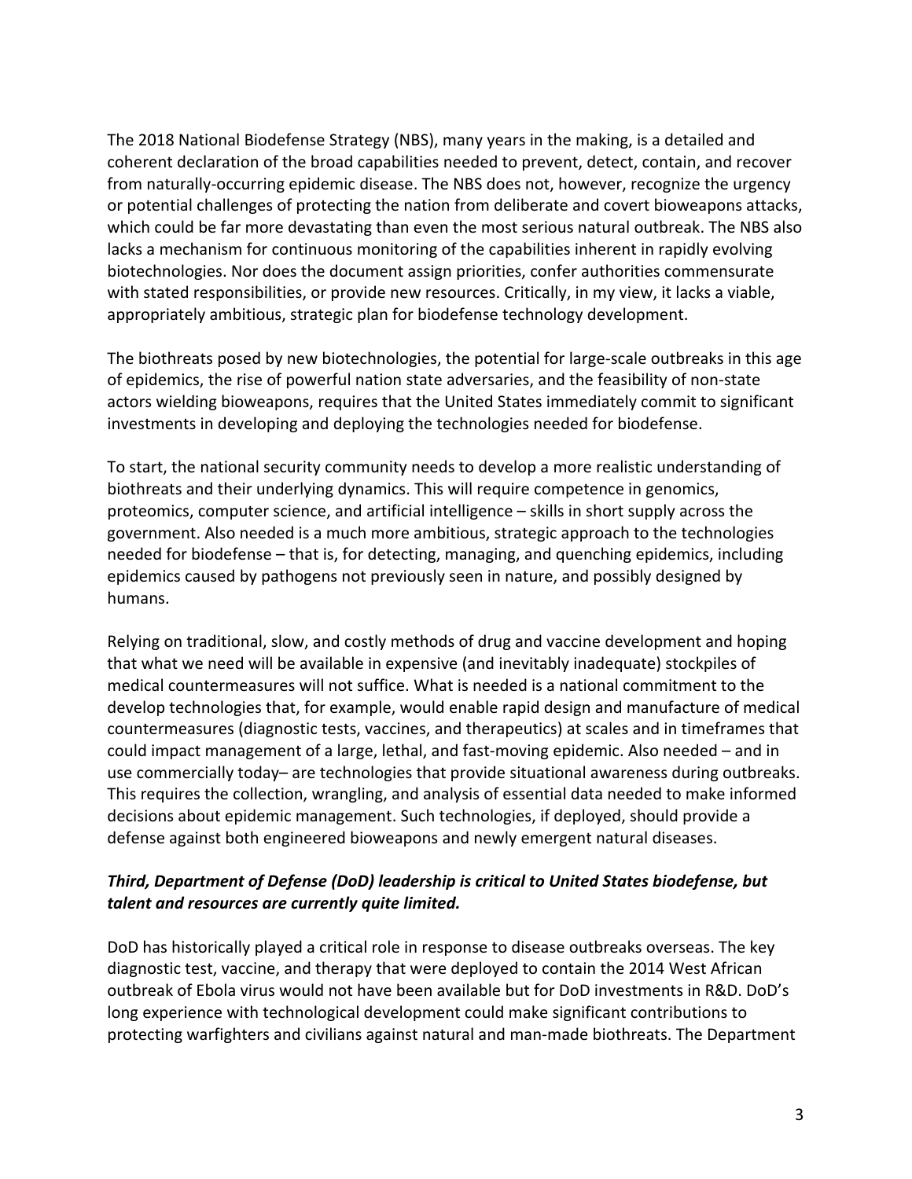The 2018 National Biodefense Strategy (NBS), many years in the making, is a detailed and coherent declaration of the broad capabilities needed to prevent, detect, contain, and recover from naturally-occurring epidemic disease. The NBS does not, however, recognize the urgency or potential challenges of protecting the nation from deliberate and covert bioweapons attacks, which could be far more devastating than even the most serious natural outbreak. The NBS also lacks a mechanism for continuous monitoring of the capabilities inherent in rapidly evolving biotechnologies. Nor does the document assign priorities, confer authorities commensurate with stated responsibilities, or provide new resources. Critically, in my view, it lacks a viable, appropriately ambitious, strategic plan for biodefense technology development.

The biothreats posed by new biotechnologies, the potential for large-scale outbreaks in this age of epidemics, the rise of powerful nation state adversaries, and the feasibility of non-state actors wielding bioweapons, requires that the United States immediately commit to significant investments in developing and deploying the technologies needed for biodefense.

To start, the national security community needs to develop a more realistic understanding of biothreats and their underlying dynamics. This will require competence in genomics, proteomics, computer science, and artificial intelligence – skills in short supply across the government. Also needed is a much more ambitious, strategic approach to the technologies needed for biodefense – that is, for detecting, managing, and quenching epidemics, including epidemics caused by pathogens not previously seen in nature, and possibly designed by humans.

Relying on traditional, slow, and costly methods of drug and vaccine development and hoping that what we need will be available in expensive (and inevitably inadequate) stockpiles of medical countermeasures will not suffice. What is needed is a national commitment to the develop technologies that, for example, would enable rapid design and manufacture of medical countermeasures (diagnostic tests, vaccines, and therapeutics) at scales and in timeframes that could impact management of a large, lethal, and fast-moving epidemic. Also needed – and in use commercially today– are technologies that provide situational awareness during outbreaks. This requires the collection, wrangling, and analysis of essential data needed to make informed decisions about epidemic management. Such technologies, if deployed, should provide a defense against both engineered bioweapons and newly emergent natural diseases.

***Third, Department of Defense (DoD) leadership is critical to United States biodefense, but talent and resources are currently quite limited.***

DoD has historically played a critical role in response to disease outbreaks overseas. The key diagnostic test, vaccine, and therapy that were deployed to contain the 2014 West African outbreak of Ebola virus would not have been available but for DoD investments in R&D. DoD's long experience with technological development could make significant contributions to protecting warfighters and civilians against natural and man-made biothreats. The Department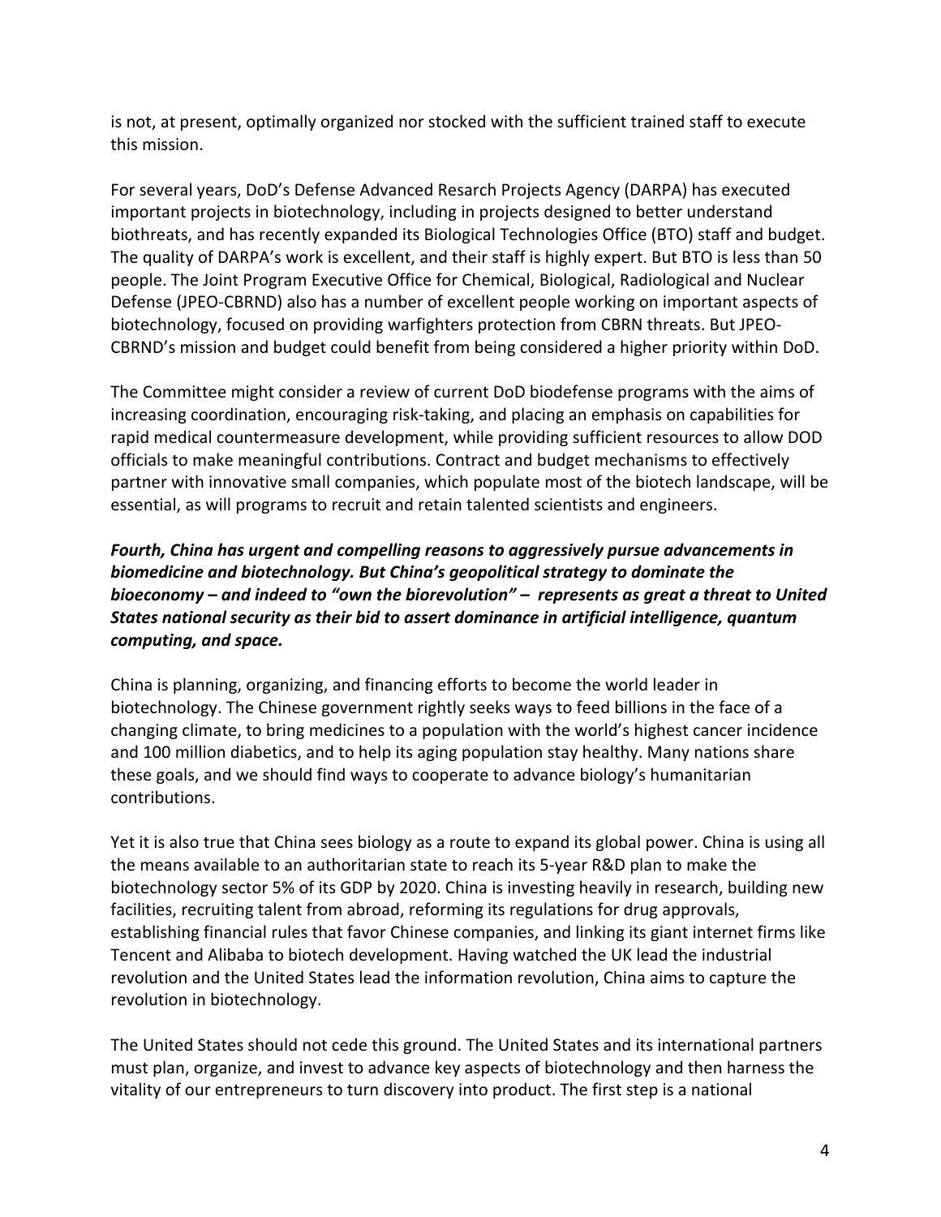is not, at present, optimally organized nor stocked with the sufficient trained staff to execute this mission.

For several years, DoD's Defense Advanced Resarch Projects Agency (DARPA) has executed important projects in biotechnology, including in projects designed to better understand biothreats, and has recently expanded its Biological Technologies Office (BTO) staff and budget. The quality of DARPA's work is excellent, and their staff is highly expert. But BTO is less than 50 people. The Joint Program Executive Office for Chemical, Biological, Radiological and Nuclear Defense (JPEO-CBRND) also has a number of excellent people working on important aspects of biotechnology, focused on providing warfighters protection from CBRN threats. But JPEO-CBRND's mission and budget could benefit from being considered a higher priority within DoD.

The Committee might consider a review of current DoD biodefense programs with the aims of increasing coordination, encouraging risk-taking, and placing an emphasis on capabilities for rapid medical countermeasure development, while providing sufficient resources to allow DOD officials to make meaningful contributions. Contract and budget mechanisms to effectively partner with innovative small companies, which populate most of the biotech landscape, will be essential, as will programs to recruit and retain talented scientists and engineers.

***Fourth, China has urgent and compelling reasons to aggressively pursue advancements in biomedicine and biotechnology. But China's geopolitical strategy to dominate the bioeconomy – and indeed to "own the biorevolution" – represents as great a threat to United States national security as their bid to assert dominance in artificial intelligence, quantum computing, and space.***

China is planning, organizing, and financing efforts to become the world leader in biotechnology. The Chinese government rightly seeks ways to feed billions in the face of a changing climate, to bring medicines to a population with the world's highest cancer incidence and 100 million diabetics, and to help its aging population stay healthy. Many nations share these goals, and we should find ways to cooperate to advance biology's humanitarian contributions.

Yet it is also true that China sees biology as a route to expand its global power. China is using all the means available to an authoritarian state to reach its 5-year R&D plan to make the biotechnology sector 5% of its GDP by 2020. China is investing heavily in research, building new facilities, recruiting talent from abroad, reforming its regulations for drug approvals, establishing financial rules that favor Chinese companies, and linking its giant internet firms like Tencent and Alibaba to biotech development. Having watched the UK lead the industrial revolution and the United States lead the information revolution, China aims to capture the revolution in biotechnology.

The United States should not cede this ground. The United States and its international partners must plan, organize, and invest to advance key aspects of biotechnology and then harness the vitality of our entrepreneurs to turn discovery into product. The first step is a national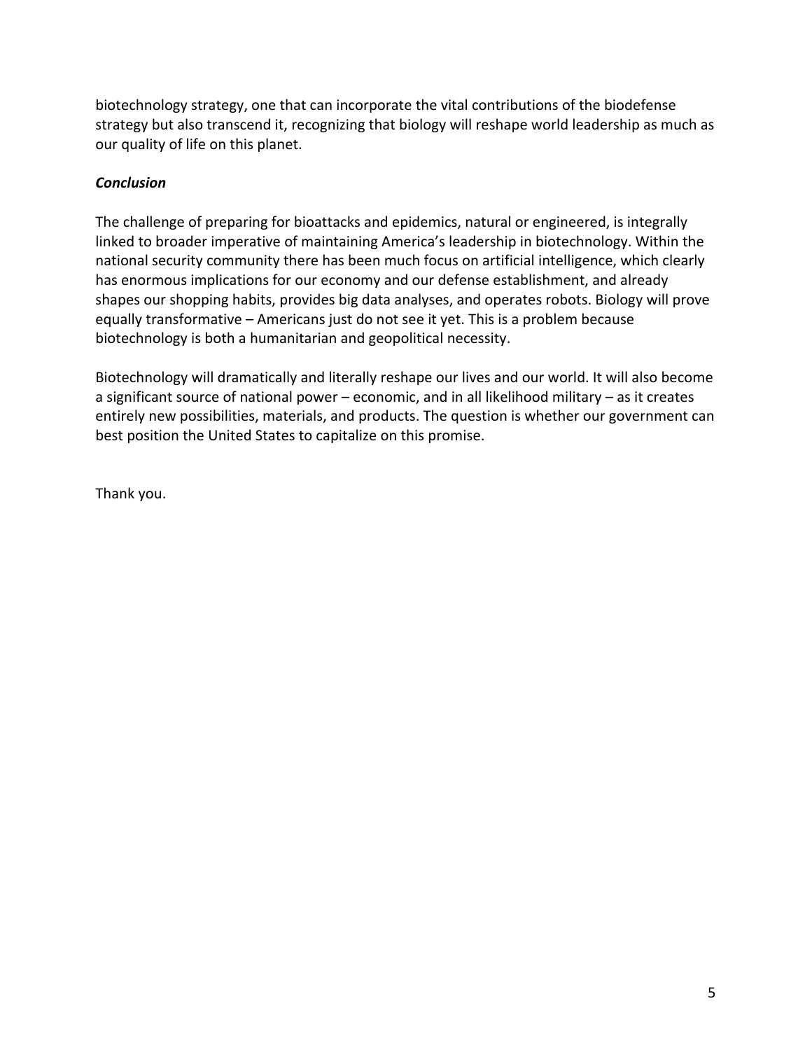biotechnology strategy, one that can incorporate the vital contributions of the biodefense strategy but also transcend it, recognizing that biology will reshape world leadership as much as our quality of life on this planet.

***Conclusion***

The challenge of preparing for bioattacks and epidemics, natural or engineered, is integrally linked to broader imperative of maintaining America's leadership in biotechnology. Within the national security community there has been much focus on artificial intelligence, which clearly has enormous implications for our economy and our defense establishment, and already shapes our shopping habits, provides big data analyses, and operates robots. Biology will prove equally transformative – Americans just do not see it yet. This is a problem because biotechnology is both a humanitarian and geopolitical necessity.

Biotechnology will dramatically and literally reshape our lives and our world. It will also become a significant source of national power – economic, and in all likelihood military – as it creates entirely new possibilities, materials, and products. The question is whether our government can best position the United States to capitalize on this promise.

Thank you.